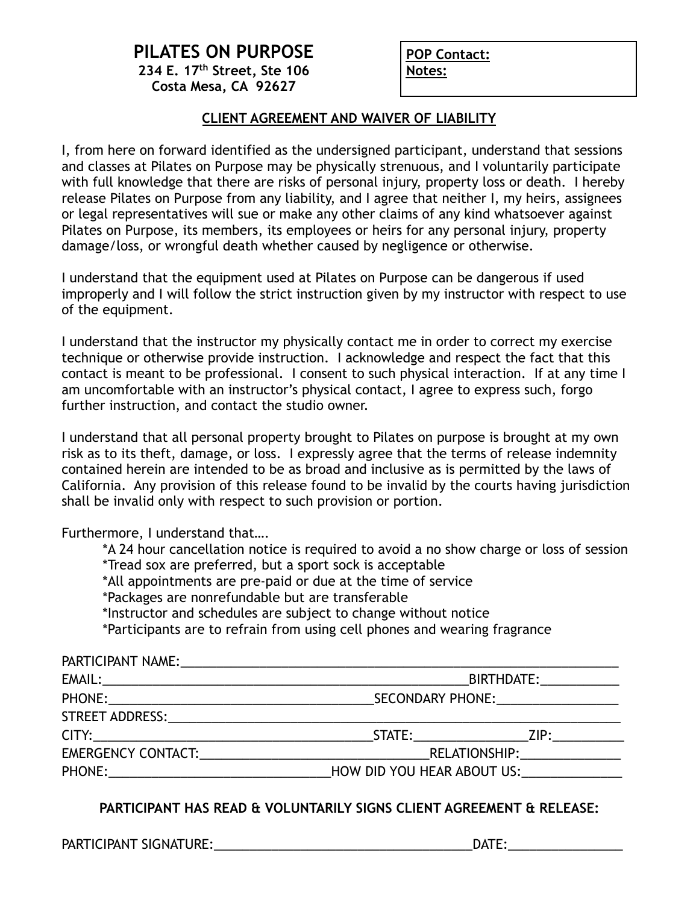# PILATES ON PURPOSE

**234 E. 17th Street, Ste 106**
**Costa Mesa, CA 92627**

**POP Contact:**
**Notes:**

## CLIENT AGREEMENT AND WAIVER OF LIABILITY

I, from here on forward identified as the undersigned participant, understand that sessions and classes at Pilates on Purpose may be physically strenuous, and I voluntarily participate with full knowledge that there are risks of personal injury, property loss or death. I hereby release Pilates on Purpose from any liability, and I agree that neither I, my heirs, assignees or legal representatives will sue or make any other claims of any kind whatsoever against Pilates on Purpose, its members, its employees or heirs for any personal injury, property damage/loss, or wrongful death whether caused by negligence or otherwise.

I understand that the equipment used at Pilates on Purpose can be dangerous if used improperly and I will follow the strict instruction given by my instructor with respect to use of the equipment.

I understand that the instructor my physically contact me in order to correct my exercise technique or otherwise provide instruction. I acknowledge and respect the fact that this contact is meant to be professional. I consent to such physical interaction. If at any time I am uncomfortable with an instructor's physical contact, I agree to express such, forgo further instruction, and contact the studio owner.

I understand that all personal property brought to Pilates on purpose is brought at my own risk as to its theft, damage, or loss. I expressly agree that the terms of release indemnity contained herein are intended to be as broad and inclusive as is permitted by the laws of California. Any provision of this release found to be invalid by the courts having jurisdiction shall be invalid only with respect to such provision or portion.

Furthermore, I understand that….

*A 24 hour cancellation notice is required to avoid a no show charge or loss of session
*Tread sox are preferred, but a sport sock is acceptable
*All appointments are pre-paid or due at the time of service
*Packages are nonrefundable but are transferable
*Instructor and schedules are subject to change without notice
*Participants are to refrain from using cell phones and wearing fragrance

PARTICIPANT NAME:________________________________________________________________

EMAIL:______________________________________________________BIRTHDATE:___________

PHONE:_____________________________________SECONDARY PHONE:_________________

STREET ADDRESS:__________________________________________________________________

CITY:_______________________________________STATE:________________ZIP:__________

EMERGENCY CONTACT:________________________________RELATIONSHIP:______________

PHONE:________________________________HOW DID YOU HEAR ABOUT US:______________

**PARTICIPANT HAS READ & VOLUNTARILY SIGNS CLIENT AGREEMENT & RELEASE:**

PARTICIPANT SIGNATURE:_____________________________________DATE:________________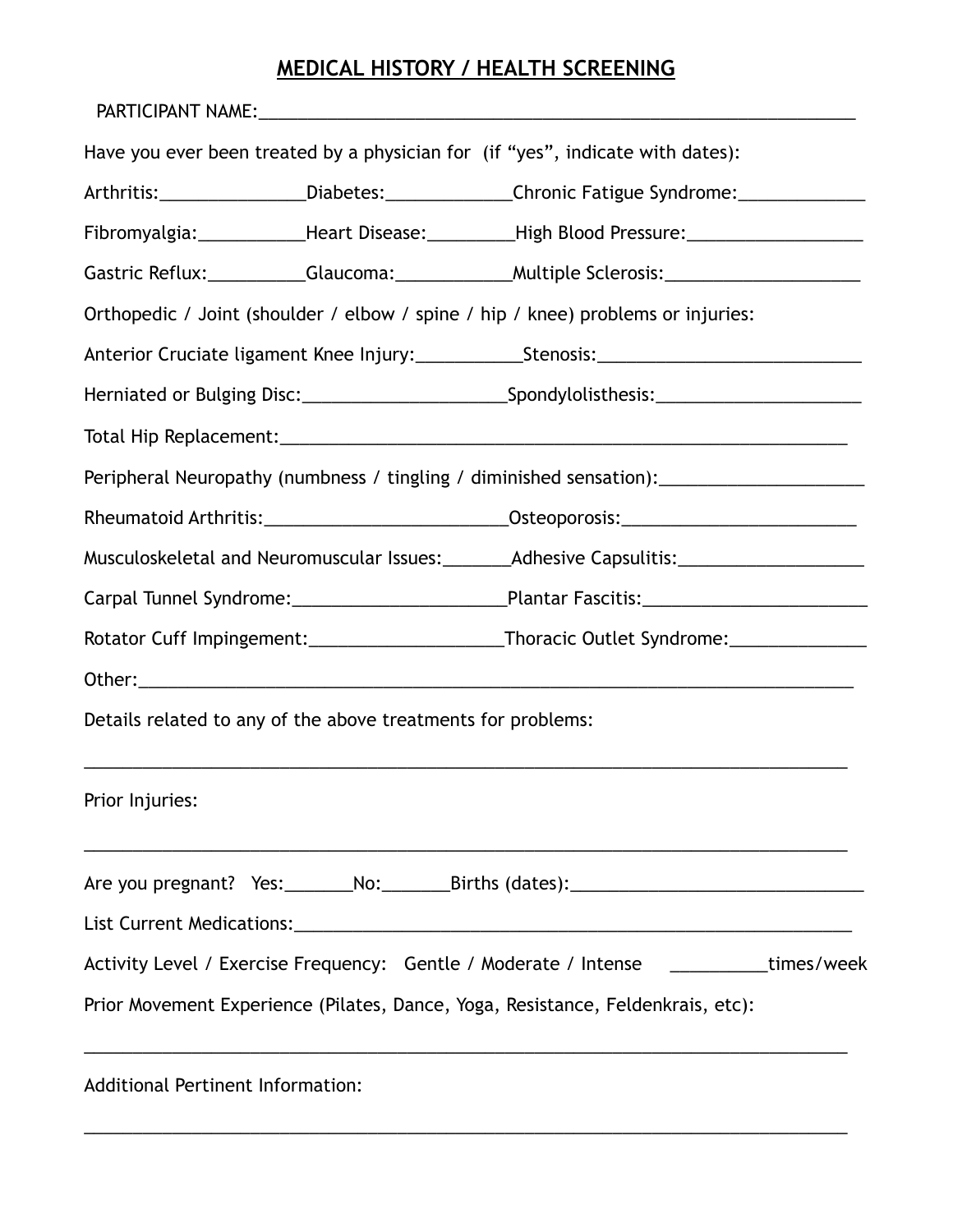## MEDICAL HISTORY / HEALTH SCREENING

PARTICIPANT NAME:_______________________________________________________________

Have you ever been treated by a physician for (if "yes", indicate with dates):

Arthritis:______________Diabetes:____________Chronic Fatigue Syndrome:____________

Fibromyalgia:__________Heart Disease:________High Blood Pressure:_________________

Gastric Reflux:_________Glaucoma:___________Multiple Sclerosis:___________________

Orthopedic / Joint (shoulder / elbow / spine / hip / knee) problems or injuries:

Anterior Cruciate ligament Knee Injury:__________Stenosis:__________________________

Herniated or Bulging Disc:____________________Spondylolisthesis:____________________

Total Hip Replacement:__________________________________________________________

Peripheral Neuropathy (numbness / tingling / diminished sensation):____________________

Rheumatoid Arthritis:________________________Osteoporosis:_______________________

Musculoskeletal and Neuromuscular Issues:______Adhesive Capsulitis:__________________

Carpal Tunnel Syndrome:_____________________Plantar Fascitis:______________________

Rotator Cuff Impingement:___________________Thoracic Outlet Syndrome:_____________

Other:______________________________________________________________________

Details related to any of the above treatments for problems:

____________________________________________________________________________

Prior Injuries:

____________________________________________________________________________

Are you pregnant? Yes:______No:______Births (dates):______________________________

List Current Medications:_________________________________________________________

Activity Level / Exercise Frequency: Gentle / Moderate / Intense _________times/week

Prior Movement Experience (Pilates, Dance, Yoga, Resistance, Feldenkrais, etc):

____________________________________________________________________________

Additional Pertinent Information:

____________________________________________________________________________